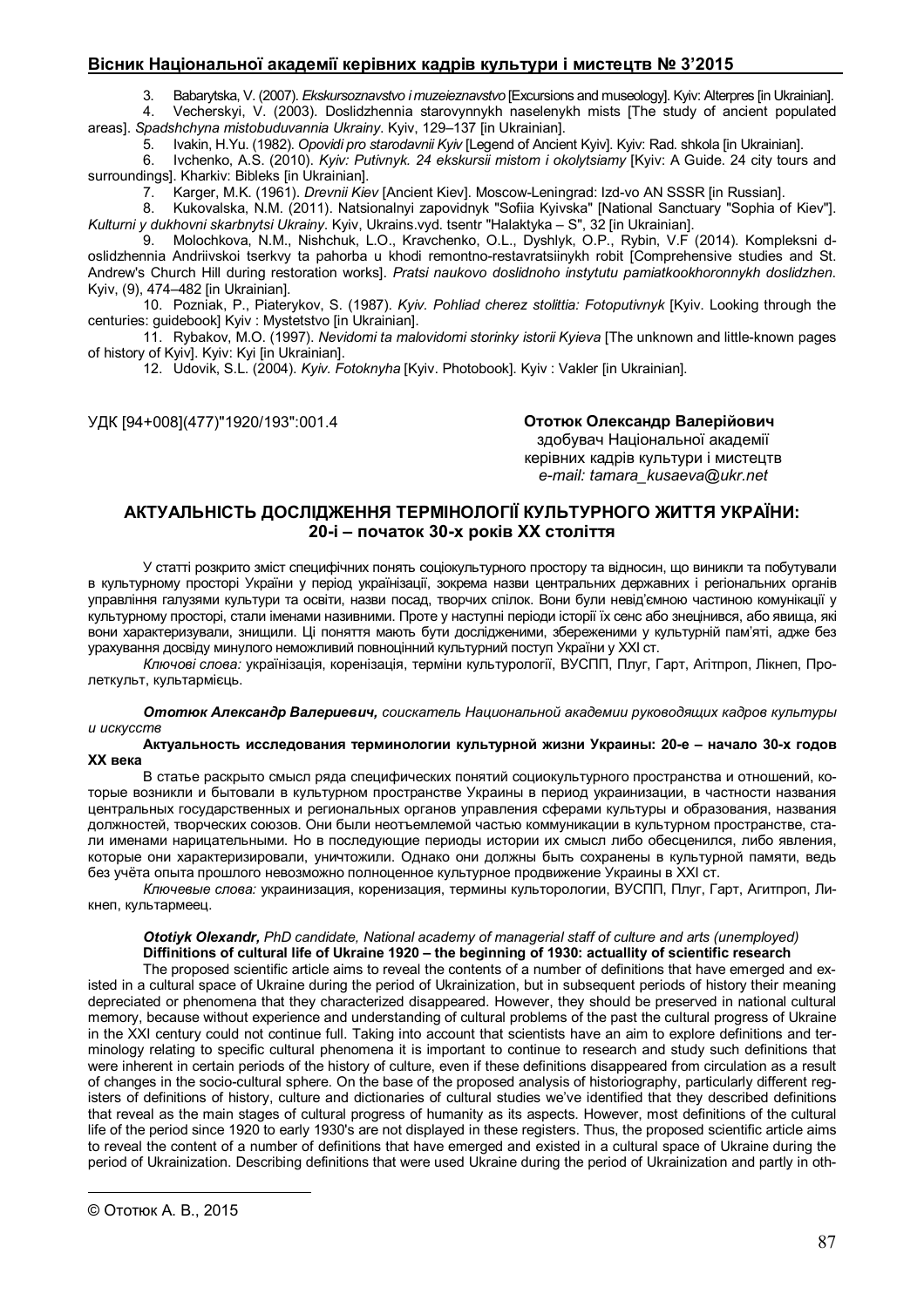3. Babarytska, V. (2007). *Ekskursoznavstvo i muzeieznavstvo* [Excursions and museology]. Kyiv: Alterpres [in Ukrainian].

4. Vecherskyi, V. (2003). Doslidzhennia starovynnykh naselenykh mists [The study of ancient populated areas]. *Spadshchyna mistobuduvannia Ukrainy*. Kyiv, 129–137 [in Ukrainian].

5. Ivakin, H.Yu. (1982). *Opovidi pro starodavnii Kyiv* [Legend of Ancient Kyiv]. Kyiv: Rad. shkola [in Ukrainian].

6. Ivchenko, A.S. (2010). *Kyiv: Putivnyk. 24 ekskursii mistom i okolytsiamy* [Kyiv: A Guide. 24 city tours and surroundings]. Kharkiv: Bibleks [in Ukrainian].

7. Karger, M.K. (1961). *Drevnii Kiev* [Ancient Kiev]. Moscow-Leningrad: Izd-vo AN SSSR [in Russian].

8. Kukovalska, N.M. (2011). Natsionalnyi zapovidnyk "Sofiia Kyivska" [National Sanctuary "Sophia of Kiev"]. *Kulturni y dukhovni skarbnytsi Ukrainy*. Kyiv, Ukrains.vyd. tsentr "Halaktyka – S", 32 [in Ukrainian].

9. Molochkova, N.M., Nishchuk, L.O., Kravchenko, O.L., Dyshlyk, O.P., Rybin, V.F (2014). Kompleksni d-oslidzhennia Andriivskoi tserkvy ta pahorba u khodi remontno-restavratsiinykh robit [Comprehensive studies and St. Andrew's Church Hill during restoration works]. *Pratsi naukovo doslidnoho instytutu pamiatkookhoronnykh doslidzhen*. Kyiv, (9), 474–482 [in Ukrainian].

10. Pozniak, P., Piaterykov, S. (1987). *Kyiv. Pohliad cherez stolittia: Fotoputivnyk* [Kyiv. Looking through the centuries: guidebook] Kyiv : Mystetstvo [in Ukrainian].

11. Rybakov, M.O. (1997). *Nevidomi ta malovidomi storinky istorii Kyieva* [The unknown and little-known pages of history of Kyiv]. Kyiv: Kyi [in Ukrainian].

12. Udovik, S.L. (2004). *Kyiv. Fotoknyha* [Kyiv. Photobook]. Kyiv : Vakler [in Ukrainian].

УДК [94+008](477)"1920/193":001.4

**Ототюк Олександр Валерійович**
здобувач Національної академії керівних кадрів культури і мистецтв
*e-mail: tamara_kusaeva@ukr.net*

## АКТУАЛЬНІСТЬ ДОСЛІДЖЕННЯ ТЕРМІНОЛОГІЇ КУЛЬТУРНОГО ЖИТТЯ УКРАЇНИ: 20-і – початок 30-х років ХХ століття

У статті розкрито зміст специфічних понять соціокультурного простору та відносин, що виникли та побутували в культурному просторі України в період українізації, зокрема назви центральних державних і регіональних органів управління галузями культури та освіти, назви посад, творчих спілок. Вони були невід'ємною частиною комунікації у культурному просторі, стали іменами називними. Проте у наступні періоди історії їх сенс або знецінився, або явища, які вони характеризували, знищили. Ці поняття мають бути дослідженими, збереженими у культурній пам'яті, адже без урахування досвіду минулого неможливий повноцінний культурний поступ України у ХХІ ст.

*Ключові слова:* українізація, коренізація, терміни культурології, ВУСПП, Плуг, Гарт, Агітпроп, Лікнеп, Пролеткульт, культармієць.

***Ототюк Александр Валериевич,** соискатель Национальной академии руководящих кадров культуры и искусств*

**Актуальность исследования терминологии культурной жизни Украины: 20-е – начало 30-х годов ХХ века**

В статье раскрыто смысл ряда специфических понятий социокультурного пространства и отношений, которые возникли и бытовали в культурном пространстве Украины в период украинизации, в частности названия центральных государственных и региональных органов управления сферами культуры и образования, названия должностей, творческих союзов. Они были неотъемлемой частью коммуникации в культурном пространстве, стали именами нарицательными. Но в последующие периоды истории их смысл либо обесценился, либо явления, которые они характеризировали, уничтожили. Однако они должны быть сохранены в культурной памяти, ведь без учёта опыта прошлого невозможно полноценное культурное продвижение Украины в ХХІ ст.

*Ключевые слова:* украинизация, коренизация, термины культорологии, ВУСПП, Плуг, Гарт, Агитпроп, Ликнеп, культармеец.

***Ototiyk Olexandr,** PhD candidate, National academy of managerial staff of culture and arts (unemployed)*

**Diffinitions of cultural life of Ukraine 1920 – the beginning of 1930: actuallity of scientific research**

The proposed scientific article aims to reveal the contents of a number of definitions that have emerged and existed in a cultural space of Ukraine during the period of Ukrainization, but in subsequent periods of history their meaning depreciated or phenomena that they characterized disappeared. However, they should be preserved in national cultural memory, because without experience and understanding of cultural problems of the past the cultural progress of Ukraine in the XXI century could not continue full. Taking into account that scientists have an aim to explore definitions and terminology relating to specific cultural phenomena it is important to continue to research and study such definitions that were inherent in certain periods of the history of culture, even if these definitions disappeared from circulation as a result of changes in the socio-cultural sphere. On the base of the proposed analysis of historiography, particularly different registers of definitions of history, culture and dictionaries of cultural studies we've identified that they described definitions that reveal as the main stages of cultural progress of humanity as its aspects. However, most definitions of the cultural life of the period since 1920 to early 1930's are not displayed in these registers. Thus, the proposed scientific article aims to reveal the content of a number of definitions that have emerged and existed in a cultural space of Ukraine during the period of Ukrainization. Describing definitions that were used Ukraine during the period of Ukrainization and partly in oth-

© Ототюк А. В., 2015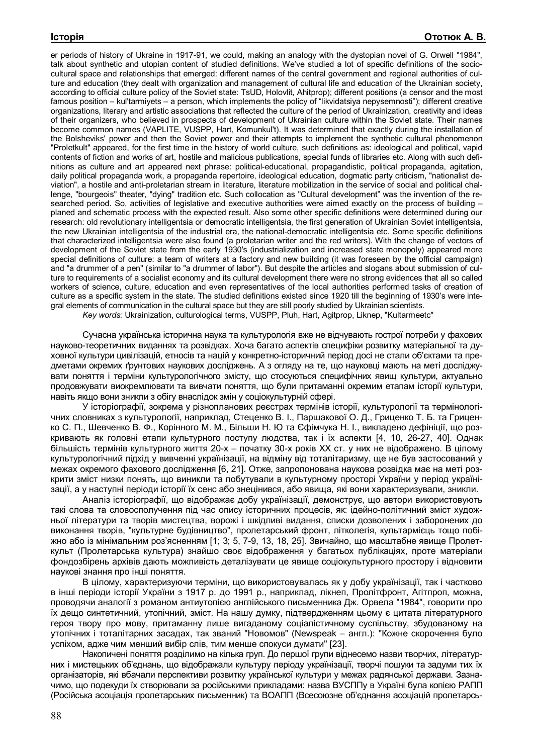er periods of history of Ukraine in 1917-91, we could, making an analogy with the dystopian novel of G. Orwell "1984", talk about synthetic and utopian content of studied definitions. We've studied a lot of specific definitions of the socio-cultural space and relationships that emerged: different names of the central government and regional authorities of culture and education (they dealt with organization and management of cultural life and education of the Ukrainian society, according to official culture policy of the Soviet state: TsUD, Holovlit, Ahitprop); different positions (a censor and the most famous position – kul'tarmiyets – a person, which implements the policy of "likvidatsiya nepysemnosti"); different creative organizations, literary and artistic associations that reflected the culture of the period of Ukrainization, creativity and ideas of their organizers, who believed in prospects of development of Ukrainian culture within the Soviet state. Their names become common names (VAPLITE, VUSPP, Hart, Komunkul't). It was determined that exactly during the installation of the Bolsheviks' power and then the Soviet power and their attempts to implement the synthetic cultural phenomenon "Proletkult" appeared, for the first time in the history of world culture, such definitions as: ideological and political, vapid contents of fiction and works of art, hostile and malicious publications, special funds of libraries etc. Along with such definitions as culture and art appeared next phrase: political-educational, propagandistic, political propaganda, agitation, daily political propaganda work, a propaganda repertoire, ideological education, dogmatic party criticism, "nationalist deviation", a hostile and anti-proletarian stream in literature, literature mobilization in the service of social and political challenge, "bourgeois" theater, "dying" tradition etc. Such collocation as "Cultural development" was the invention of the researched period. So, activities of legislative and executive authorities were aimed exactly on the process of building – planed and schematic process with the expected result. Also some other specific definitions were determined during our research: old revolutionary intelligentsia or democratic intelligentsia, the first generation of Ukrainian Soviet intelligentsia, the new Ukrainian intelligentsia of the industrial era, the national-democratic intelligentsia etc. Some specific definitions that characterized intelligentsia were also found (a proletarian writer and the red writers). With the change of vectors of development of the Soviet state from the early 1930's (industrialization and increased state monopoly) appeared more special definitions of culture: a team of writers at a factory and new building (it was foreseen by the official campaign) and "a drummer of a pen" (similar to "a drummer of labor"). But despite the articles and slogans about submission of culture to requirements of a socialist economy and its cultural development there were no strong evidences that all so called workers of science, culture, education and even representatives of the local authorities performed tasks of creation of culture as a specific system in the state. The studied definitions existed since 1920 till the beginning of 1930's were integral elements of communication in the cultural space but they are still poorly studied by Ukrainian scientists.

*Key words:* Ukrainization, culturological terms, VUSPP, Pluh, Hart, Agitprop, Liknep, "Kultarmeetc"

Сучасна українська історична наука та культурологія вже не відчувають гострої потреби у фахових науково-теоретичних виданнях та розвідках. Хоча багато аспектів специфіки розвитку матеріальної та духовної культури цивілізацій, етносів та націй у конкретно-історичний період досі не стали об'єктами та предметами окремих ґрунтових наукових досліджень. А з огляду на те, що науковці мають на меті досліджувати поняття і терміни культурологічного змісту, що стосуються специфічних явищ культури, актуально продовжувати виокремлювати та вивчати поняття, що були притаманні окремим етапам історії культури, навіть якщо вони зникли з обігу внаслідок змін у соціокультурній сфері.

У історіографії, зокрема у різнопланових реєстрах термінів історії, культурології та термінологічних словниках з культурології, наприклад, Стеценко В. І., Паршакової О. Д., Гриценко Т. Б. та Гриценко С. П., Шевченко В. Ф., Корінного М. М., Більши Н. Ю та Єфімчука Н. І., викладено дефініції, що розкривають як головні етапи культурного поступу людства, так і їх аспекти [4, 10, 26-27, 40]. Однак більшість термінів культурного життя 20-х – початку 30-х років ХХ ст. у них не відображено. В цілому культурологічний підхід у вивченні українізації, на відміну від тоталітаризму, ще не був застосований у межах окремого фахового дослідження [6, 21]. Отже, запропонована наукова розвідка має на меті розкрити зміст низки понять, що виникли та побутували в культурному просторі України у період українізації, а у наступні періоди історії їх сенс або знецінився, або явища, які вони характеризували, зникли.

Аналіз історіографії, що відображає добу українізації, демонструє, що автори використовують такі слова та словосполучення під час опису історичних процесів, як: ідейно-політичний зміст художньої літератури та творів мистецтва, ворожі і шкідливі видання, списки дозволених і заборонених до виконання творів, "культурне будівництво", пролетарський фронт, літколегія, культармієць тощо побіжно або із мінімальним роз'ясненням [1; 3; 5, 7-9, 13, 18, 25]. Звичайно, що масштабне явище Пролеткульт (Пролетарська культура) знайшло своє відображення у багатьох публікаціях, проте матеріали фондозбірень архівів дають можливість деталізувати це явище соціокультурного простору і відновити наукові знання про інші поняття.

В цілому, характеризуючи терміни, що використовувалась як у добу українізації, так і частково в інші періоди історії України з 1917 р. до 1991 р., наприклад, лікнеп, Пролітфронт, Агітпроп, можна, проводячи аналогії з романом антиутопією англійського письменника Дж. Орвела "1984", говорити про їх дещо синтетичний, утопічний, зміст. На нашу думку, підтвердженням цьому є цитата літературного героя твору про мову, притаманну лише вигаданому соціалістичному суспільству, збудованому на утопічних і тоталітарних засадах, так званий "Новомов" (Newspeak – англ.): "Кожне скорочення було успіхом, адже чим менший вибір слів, тим менше спокуси думати" [23].

Накопичені поняття розділимо на кілька груп. До першої групи віднесемо назви творчих, літературних і мистецьких об'єднань, що відображали культуру періоду українізації, творчі пошуки та задуми тих їх організаторів, які вбачали перспективи розвитку української культури у межах радянської держави. Зазначимо, що подекуди їх створювали за російськими прикладами: назва ВУСППу в Україні була копією РАПП (Російська асоціація пролетарських письменник) та ВОАПП (Всесоюзне об'єднання асоціацій пролетарсь-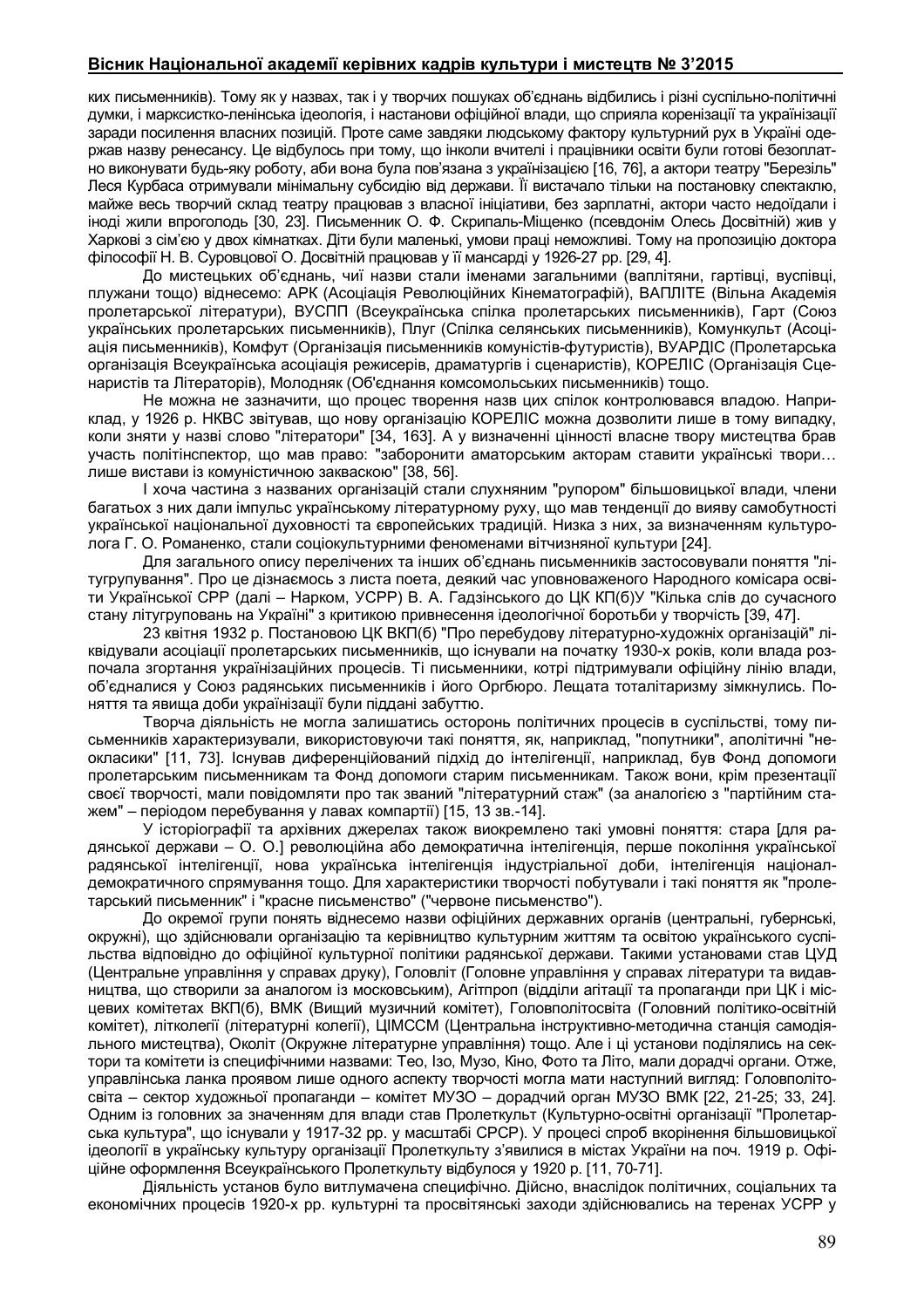ких письменників). Тому як у назвах, так і у творчих пошуках об'єднань відбились і різні суспільно-політичні думки, і марксистсько-ленінська ідеологія, і настанови офіційної влади, що сприяла коренізації та українізації заради посилення власних позицій. Проте саме завдяки людському фактору культурний рух в Україні одержав назву ренесансу. Це відбулось при тому, що інколи вчителі і працівники освіти були готові безоплатно виконувати будь-яку роботу, аби вона була пов'язана з українізацією [16, 76], а актори театру "Березіль" Леся Курбаса отримували мінімальну субсидію від держави. Її вистачало тільки на постановку спектаклю, майже весь творчий склад театру працював з власної ініціативи, без зарплатні, актори часто недоїдали і іноді жили впроголодь [30, 23]. Письменник О. Ф. Скрипаль-Міщенко (псевдонім Олесь Досвітній) жив у Харкові з сім'єю у двох кімнатках. Діти були маленькі, умови праці неможливі. Тому на пропозицію доктора філософії Н. В. Суровцової О. Досвітній працював у її мансарді у 1926-27 рр. [29, 4].

До мистецьких об'єднань, чиї назви стали іменами загальними (ваплітяни, гартівці, вуспівці, плужани тощо) віднесемо: АРК (Асоціація Революційних Кінематографій), ВАПЛІТЕ (Вільна Академія пролетарської літератури), ВУСПП (Всеукраїнська спілка пролетарських письменників), Гарт (Союз українських пролетарських письменників), Плуг (Спілка селянських письменників), Комункульт (Асоціація письменників), Комфут (Організація письменників комуністів-футуристів), ВУАРДІС (Пролетарська організація Всеукраїнська асоціація режисерів, драматургів і сценаристів), КОРЕЛІС (Організація Сценаристів та Літераторів), Молодняк (Об'єднання комсомольських письменників) тощо.

Не можна не зазначити, що процес творення назв цих спілок контролювався владою. Наприклад, у 1926 р. НКВС звітував, що нову організацію КОРЕЛІС можна дозволити лише в тому випадку, коли зняти у назві слово "літератори" [34, 163]. А у визначенні цінності власне твору мистецтва брав участь політінспектор, що мав право: "заборонити аматорським акторам ставити українські твори… лише вистави із комуністичною закваскою" [38, 56].

І хоча частина з названих організацій стали слухняним "рупором" більшовицької влади, члени багатьох з них дали імпульс українському літературному руху, що мав тенденції до вияву самобутності української національної духовності та європейських традицій. Низка з них, за визначенням культуролога Г. О. Романенко, стали соціокультурними феноменами вітчизняної культури [24].

Для загального опису перелічених та інших об'єднань письменників застосовували поняття "літугрупування". Про це дізнаємось з листа поета, деякий час уповноваженого Народного комісара освіти Української СРР (далі – Нарком, УСРР) В. А. Гадзінського до ЦК КП(б)У "Кілька слів до сучасного стану літугруповань на Україні" з критикою привнесення ідеологічної боротьби у творчість [39, 47].

23 квітня 1932 р. Постановою ЦК ВКП(б) "Про перебудову літературно-художніх організацій" ліквідували асоціації пролетарських письменників, що існували на початку 1930-х років, коли влада розпочала згортання українізаційних процесів. Ті письменники, котрі підтримували офіційну лінію влади, об'єдналися у Союз радянських письменників і його Оргбюро. Лещата тоталітаризму зімкнулись. Поняття та явища доби українізації були піддані забуттю.

Творча діяльність не могла залишатись осторонь політичних процесів в суспільстві, тому письменників характеризували, використовуючи такі поняття, як, наприклад, "попутники", аполітичні "неокласики" [11, 73]. Існував диференційований підхід до інтелігенції, наприклад, був Фонд допомоги пролетарським письменникам та Фонд допомоги старим письменникам. Також вони, крім презентації своєї творчості, мали повідомляти про так званий "літературний стаж" (за аналогією з "партійним стажем" – періодом перебування у лавах компартії) [15, 13 зв.-14].

У історіографії та архівних джерелах також виокремлено такі умовні поняття: стара [для радянської держави – О. О.] революційна або демократична інтелігенція, перше покоління української радянської інтелігенції, нова українська інтелігенція індустріальної доби, інтелігенція націонал-демократичного спрямування тощо. Для характеристики творчості побутували і такі поняття як "пролетарський письменник" і "красне письменство" ("червоне письменство").

До окремої групи понять віднесемо назви офіційних державних органів (центральні, губернські, окружні), що здійснювали організацію та керівництво культурним життям та освітою українського суспільства відповідно до офіційної культурної політики радянської держави. Такими установами став ЦУД (Центральне управління у справах друку), Головліт (Головне управління у справах літератури та видавництва, що створили за аналогом із московським), Агітпроп (відділи агітації та пропаганди при ЦК і місцевих комітетах ВКП(б), ВМК (Вищий музичний комітет), Головполітосвіта (Головний політико-освітній комітет), літколегії (літературні колегії), ЦІМССМ (Центральна інструктивно-методична станція самодіяльного мистецтва), Околіт (Окружне літературне управління) тощо. Але і ці установи поділялись на сектори та комітети із специфічними назвами: Тео, Ізо, Музо, Кіно, Фото та Літо, мали дорадчі органи. Отже, управлінська ланка проявом лише одного аспекту творчості могла мати наступний вигляд: Головполітосвіта – сектор художньої пропаганди – комітет МУЗО – дорадчий орган МУЗО ВМК [22, 21-25; 33, 24]. Одним із головних за значенням для влади став Пролеткульт (Культурно-освітні організації "Пролетарська культура", що існували у 1917-32 рр. у масштабі СРСР). У процесі спроб вкорінення більшовицької ідеології в українську культуру організації Пролеткульту з'явилися в містах України на поч. 1919 р. Офіційне оформлення Всеукраїнського Пролеткульту відбулося у 1920 р. [11, 70-71].

Діяльність установ було витлумачена специфічно. Дійсно, внаслідок політичних, соціальних та економічних процесів 1920-х рр. культурні та просвітянські заходи здійснювались на теренах УСРР у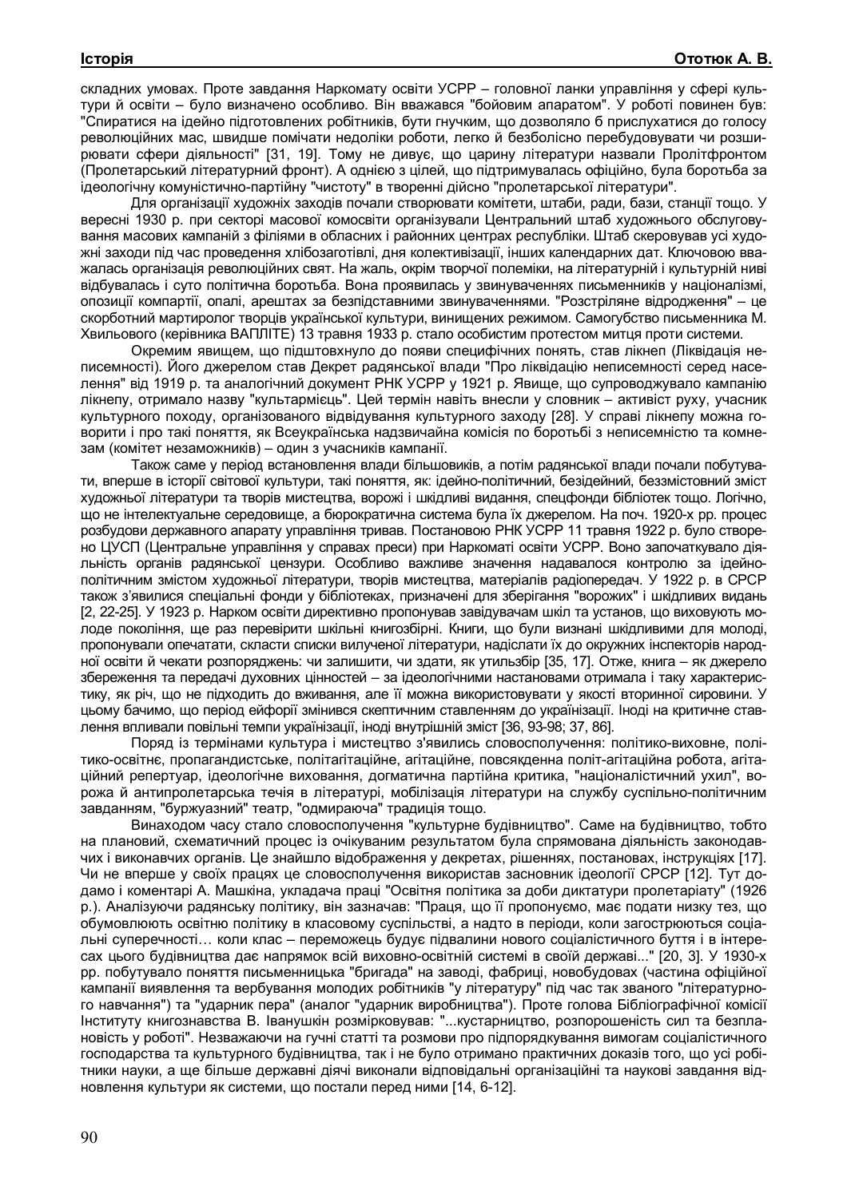складних умовах. Проте завдання Наркомату освіти УСРР – головної ланки управління у сфері культури й освіти – було визначено особливо. Він вважався "бойовим апаратом". У роботі повинен був: "Спиратися на ідейно підготовлених робітників, бути гнучким, що дозволяло б прислухатися до голосу революційних мас, швидше помічати недоліки роботи, легко й безболісно перебудовувати чи розширювати сфери діяльності" [31, 19]. Тому не дивує, що царину літератури назвали Пролітфронтом (Пролетарський літературний фронт). А однією з цілей, що підтримувалась офіційно, була боротьба за ідеологічну комуністично-партійну "чистоту" в творенні дійсно "пролетарської літератури".

Для організації художніх заходів почали створювати комітети, штаби, ради, бази, станції тощо. У вересні 1930 р. при секторі масової комосвіти організували Центральний штаб художнього обслуговування масових кампаній з філіями в обласних і районних центрах республіки. Штаб скеровував усі художні заходи під час проведення хлібозаготівлі, дня колективізації, інших календарних дат. Ключовою вважалась організація революційних свят. На жаль, окрім творчої полеміки, на літературній і культурній ниві відбувалась і суто політична боротьба. Вона проявилась у звинуваченнях письменників у націоналізмі, опозиції компартії, опалі, арештах за безпідставними звинуваченнями. "Розстріляне відродження" – це скорботний мартиролог творців української культури, винищених режимом. Самогубство письменника М. Хвильового (керівника ВАПЛІТЕ) 13 травня 1933 р. стало особистим протестом митця проти системи.

Окремим явищем, що підштовхнуло до появи специфічних понять, став лікнеп (Ліквідація неписемності). Його джерелом став Декрет радянської влади "Про ліквідацію неписемності серед населення" від 1919 р. та аналогічний документ РНК УСРР у 1921 р. Явище, що супроводжувало кампанію лікнепу, отримало назву "культармієць". Цей термін навіть внесли у словник – активіст руху, учасник культурного походу, організованого відвідування культурного заходу [28]. У справі лікнепу можна говорити і про такі поняття, як Всеукраїнська надзвичайна комісія по боротьбі з неписемністю та комнезам (комітет незаможників) – один з учасників кампанії.

Також саме у період встановлення влади більшовиків, а потім радянської влади почали побутувати, вперше в історії світової культури, такі поняття, як: ідейно-політичний, безідейний, беззмістовний зміст художньої літератури та творів мистецтва, ворожі і шкідливі видання, спецфонди бібліотек тощо. Логічно, що не інтелектуальне середовище, а бюрократична система була їх джерелом. На поч. 1920-х рр. процес розбудови державного апарату управління тривав. Постановою РНК УСРР 11 травня 1922 р. було створено ЦУСП (Центральне управління у справах преси) при Наркоматі освіти УСРР. Воно започаткувало діяльність органів радянської цензури. Особливо важливе значення надавалося контролю за ідейно-політичним змістом художньої літератури, творів мистецтва, матеріалів радіопередач. У 1922 р. в СРСР також з'явилися спеціальні фонди у бібліотеках, призначені для зберігання "ворожих" і шкідливих видань [2, 22-25]. У 1923 р. Нарком освіти директивно пропонував завідувачам шкіл та установ, що виховують молоде покоління, ще раз перевірити шкільні книгозбірні. Книги, що були визнані шкідливими для молоді, пропонували опечатати, скласти списки вилученої літератури, надіслати їх до окружних інспекторів народної освіти й чекати розпоряджень: чи залишити, чи здати, як утильзбір [35, 17]. Отже, книга – як джерело збереження та передачі духовних цінностей – за ідеологічними настановами отримала і таку характеристику, як річ, що не підходить до вживання, але її можна використовувати у якості вторинної сировини. У цьому бачимо, що період ейфорії змінився скептичним ставленням до українізації. Іноді на критичне ставлення впливали повільні темпи українізації, іноді внутрішній зміст [36, 93-98; 37, 86].

Поряд із термінами культура і мистецтво з'явились словосполучення: політико-виховне, політико-освітнє, пропагандистське, політагітаційне, агітаційне, повсякденна політ-агітаційна робота, агітаційний репертуар, ідеологічне виховання, догматична партійна критика, "націоналістичний ухил", ворожа й антипролетарська течія в літературі, мобілізація літератури на службу суспільно-політичним завданням, "буржуазний" театр, "одмираюча" традиція тощо.

Винаходом часу стало словосполучення "культурне будівництво". Саме на будівництво, тобто на плановий, схематичний процес із очікуваним результатом була спрямована діяльність законодавчих і виконавчих органів. Це знайшло відображення у декретах, рішеннях, постановах, інструкціях [17]. Чи не вперше у своїх працях це словосполучення використав засновник ідеології СРСР [12]. Тут додамо і коментарі А. Машкіна, укладача праці "Освітня політика за доби диктатури пролетаріату" (1926 р.). Аналізуючи радянську політику, він зазначав: "Праця, що її пропонуємо, має подати низку тез, що обумовлюють освітню політику в класовому суспільстві, а надто в періоді, коли загострюються соціальні суперечності… коли клас – переможець будує підвалини нового соціалістичного буття і в інтересах цього будівництва дає напрямок всій виховно-освітній системі в своїй державі..." [20, 3]. У 1930-х рр. побутувало поняття письменницька "бригада" на заводі, фабриці, новобудовах (частина офіційної кампанії виявлення та вербування молодих робітників "у літературу" під час так званого "літературного навчання") та "ударник пера" (аналог "ударник виробництва"). Проте голова Бібліографічної комісії Інституту книгознавства В. Іванушкін розмірковував: "...кустарництво, розпорошеність сил та безплановість у роботі". Незважаючи на гучні статті та розмови про підпорядкування вимогам соціалістичного господарства та культурного будівництва, так і не було отримано практичних доказів того, що усі робітники науки, а ще більше державні діячі виконали відповідальні організаційні та наукові завдання відновлення культури як системи, що постали перед ними [14, 6-12].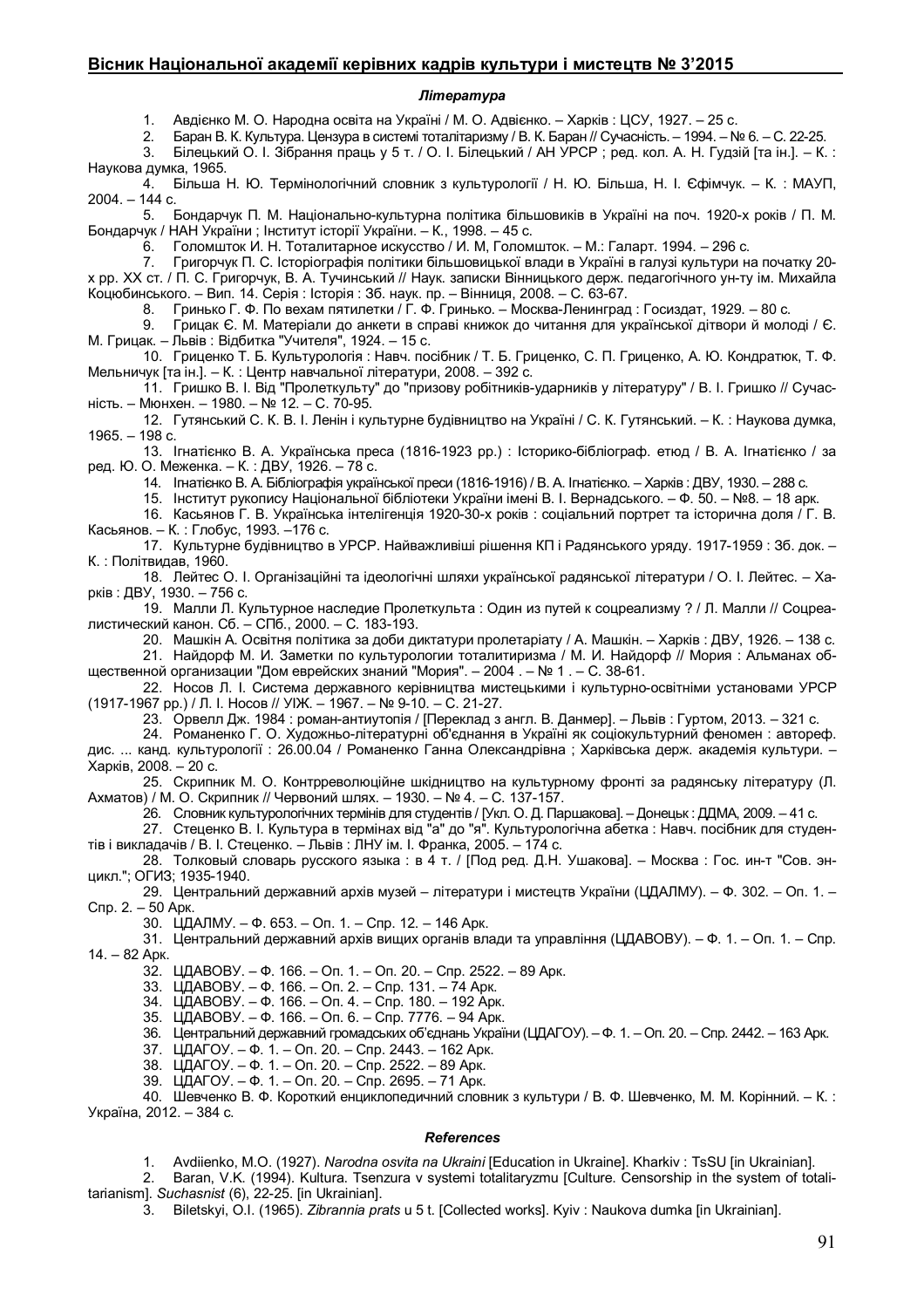### *Література*

1. Авдієнко М. О. Народна освіта на Україні / М. О. Адвієнко. – Харків : ЦСУ, 1927. – 25 с.
2. Баран В. К. Культура. Цензура в системі тоталітаризму / В. К. Баран // Сучасність. – 1994. – № 6. – С. 22-25.
3. Білецький О. І. Зібрання праць у 5 т. / О. І. Білецький / АН УРСР ; ред. кол. А. Н. Гудзій [та ін.]. – К. : Наукова думка, 1965.
4. Більша Н. Ю. Термінологічний словник з культурології / Н. Ю. Більша, Н. І. Єфімчук. – К. : МАУП, 2004. – 144 с.
5. Бондарчук П. М. Національно-культурна політика більшовиків в Україні на поч. 1920-х років / П. М. Бондарчук / НАН України ; Інститут історії України. – К., 1998. – 45 с.
6. Голомшток И. Н. Тоталитарное искусство / И. М, Голомшток. – М.: Галарт. 1994. – 296 с.
7. Григорчук П. С. Історіографія політики більшовицької влади в Україні в галузі культури на початку 20-х рр. XX ст. / П. С. Григорчук, В. А. Тучинський // Наук. записки Вінницького держ. педагогічного ун-ту ім. Михайла Коцюбинського. – Вип. 14. Серія : Історія : Зб. наук. пр. – Вінниця, 2008. – С. 63-67.
8. Гринько Г. Ф. По вехам пятилетки / Г. Ф. Гринько. – Москва-Ленинград : Госиздат, 1929. – 80 с.
9. Грицак Є. М. Матеріали до анкети в справі книжок до читання для української дітвори й молоді / Є. М. Грицак. – Львів : Відбитка "Учителя", 1924. – 15 с.
10. Гриценко Т. Б. Культурологія : Навч. посібник / Т. Б. Гриценко, С. П. Гриценко, А. Ю. Кондратюк, Т. Ф. Мельничук [та ін.]. – К. : Центр навчальної літератури, 2008. – 392 с.
11. Гришко В. І. Від "Пролеткульту" до "призову робітників-ударників у літературу" / В. І. Гришко // Сучасність. – Мюнхен. – 1980. – № 12. – С. 70-95.
12. Гутянський С. К. В. І. Ленін і культурне будівництво на Україні / С. К. Гутянський. – К. : Наукова думка, 1965. – 198 с.
13. Ігнатієнко В. А. Українська преса (1816-1923 рр.) : Історико-бібліограф. етюд / В. А. Ігнатієнко / за ред. Ю. О. Меженка. – К. : ДВУ, 1926. – 78 с.
14. Ігнатієнко В. А. Бібліографія української преси (1816-1916) / В. А. Ігнатієнко. – Харків : ДВУ, 1930. – 288 с.
15. Інститут рукопису Національної бібліотеки України імені В. І. Вернадського. – Ф. 50. – №8. – 18 арк.
16. Касьянов Г. В. Українська інтелігенція 1920-30-х років : соціальний портрет та історична доля / Г. В. Касьянов. – К. : Глобус, 1993. –176 с.
17. Культурне будівництво в УРСР. Найважливіші рішення КП і Радянського уряду. 1917-1959 : Зб. док. – К. : Політвидав, 1960.
18. Лейтес О. І. Організаційні та ідеологічні шляхи української радянської літератури / О. І. Лейтес. – Харків : ДВУ, 1930. – 756 с.
19. Малли Л. Культурное наследие Пролеткульта : Один из путей к соцреализму ? / Л. Малли // Соцреалистический канон. Сб. – СПб., 2000. – С. 183-193.
20. Машкін А. Освітня політика за доби диктатури пролетаріату / А. Машкін. – Харків : ДВУ, 1926. – 138 с.
21. Найдорф М. И. Заметки по культурологии тоталитиризма / М. И. Найдорф // Мория : Альманах общественной организации "Дом еврейских знаний "Мория". – 2004 . – № 1 . – С. 38-61.
22. Носов Л. І. Система державного керівництва мистецькими і культурно-освітніми установами УРСР (1917-1967 рр.) / Л. І. Носов // УІЖ. – 1967. – № 9-10. – С. 21-27.
23. Орвелл Дж. 1984 : роман-антиутопія / [Переклад з англ. В. Данмер]. – Львів : Гуртом, 2013. – 321 с.
24. Романенко Г. О. Художньо-літературні об'єднання в Україні як соціокультурний феномен : автореф. дис. ... канд. культурології : 26.00.04 / Романенко Ганна Олександрівна ; Харківська держ. академія культури. – Харків, 2008. – 20 с.
25. Скрипник М. О. Контрреволюційне шкідництво на культурному фронті за радянську літературу (Л. Ахматов) / М. О. Скрипник // Червоний шлях. – 1930. – № 4. – С. 137-157.
26. Словник культурологічних термінів для студентів / [Укл. О. Д. Паршакова]. – Донецьк : ДДМА, 2009. – 41 с.
27. Стеценко В. І. Культура в термінах від "а" до "я". Культурологічна абетка : Навч. посібник для студентів і викладачів / В. І. Стеценко. – Львів : ЛНУ ім. І. Франка, 2005. – 174 с.
28. Толковый словарь русского языка : в 4 т. / [Под ред. Д.Н. Ушакова]. – Москва : Гос. ин-т "Сов. энцикл."; ОГИЗ; 1935-1940.
29. Центральний державний архів музей – літератури і мистецтв України (ЦДАЛМУ). – Ф. 302. – Оп. 1. – Спр. 2. – 50 Арк.
30. ЦДАЛМУ. – Ф. 653. – Оп. 1. – Спр. 12. – 146 Арк.
31. Центральний державний архів вищих органів влади та управління (ЦДАВОВУ). – Ф. 1. – Оп. 1. – Спр. 14. – 82 Арк.
32. ЦДАВОВУ. – Ф. 166. – Оп. 1. – Оп. 20. – Спр. 2522. – 89 Арк.
33. ЦДАВОВУ. – Ф. 166. – Оп. 2. – Спр. 131. – 74 Арк.
34. ЦДАВОВУ. – Ф. 166. – Оп. 4. – Спр. 180. – 192 Арк.
35. ЦДАВОВУ. – Ф. 166. – Оп. 6. – Спр. 7776. – 94 Арк.
36. Центральний державний архів громадських об'єднань України (ЦДАГОУ). – Ф. 1. – Оп. 20. – Спр. 2442. – 163 Арк.
37. ЦДАГОУ. – Ф. 1. – Оп. 20. – Спр. 2443. – 162 Арк.
38. ЦДАГОУ. – Ф. 1. – Оп. 20. – Спр. 2522. – 89 Арк.
39. ЦДАГОУ. – Ф. 1. – Оп. 20. – Спр. 2695. – 71 Арк.
40. Шевченко В. Ф. Короткий енциклопедичний словник з культури / В. Ф. Шевченко, М. М. Корінний. – К. : Україна, 2012. – 384 с.

### *References*

1. Avdiienko, M.O. (1927). *Narodna osvita na Ukraini* [Education in Ukraine]. Kharkiv : TsSU [in Ukrainian].
2. Baran, V.K. (1994). Kultura. Tsenzura v systemi totalitaryzmu [Culture. Censorship in the system of totalitarianism]. *Suchasnist* (6), 22-25. [in Ukrainian].
3. Biletskyi, O.I. (1965). *Zibrannia prats* u 5 t. [Collected works]. Kyiv : Naukova dumka [in Ukrainian].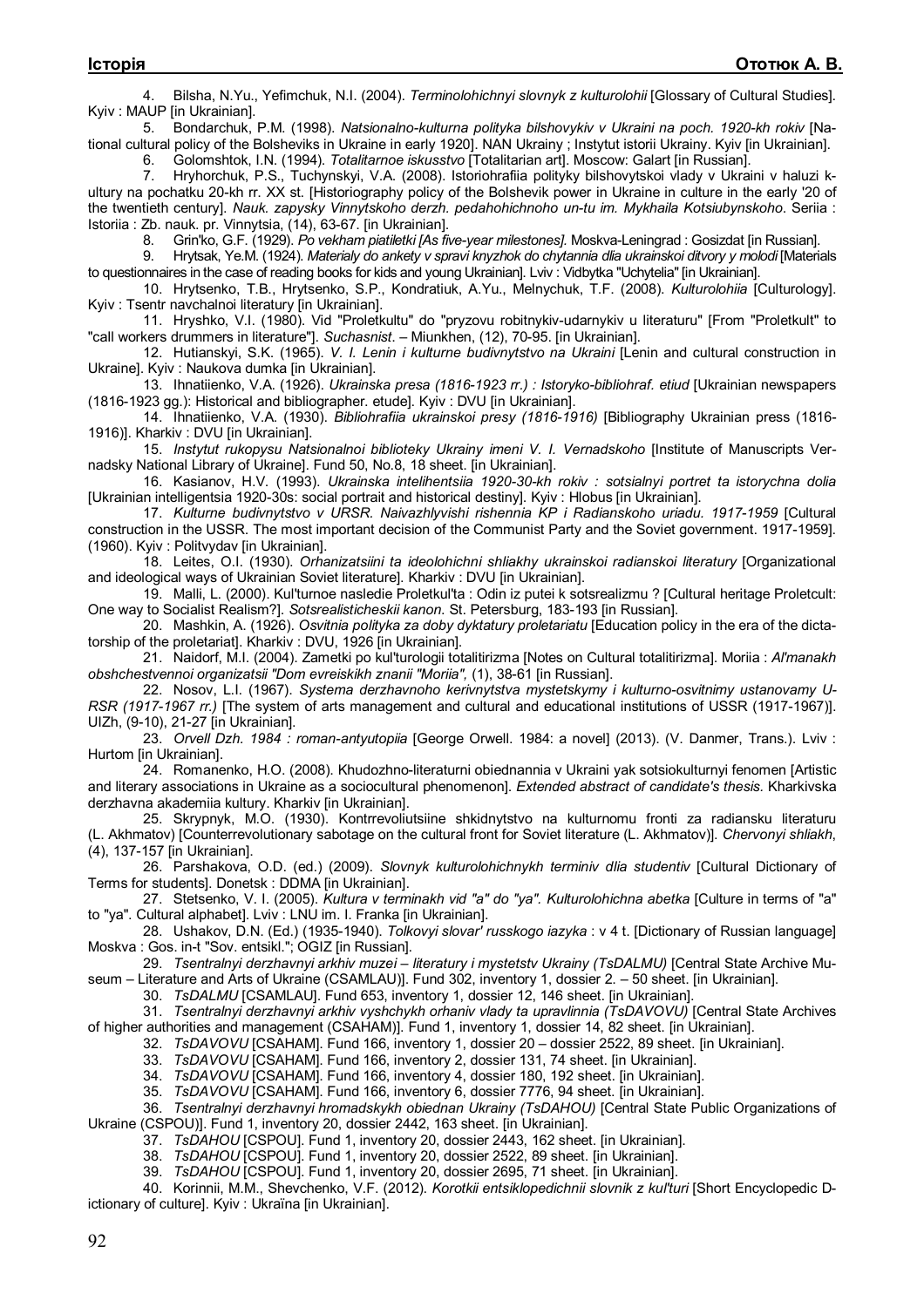4. Bilsha, N.Yu., Yefimchuk, N.I. (2004). *Terminolohichnyi slovnyk z kulturolohii* [Glossary of Cultural Studies]. Kyiv : MAUP [in Ukrainian].

5. Bondarchuk, P.M. (1998). *Natsionalno-kulturna polityka bilshovykiv v Ukraini na poch. 1920-kh rokiv* [National cultural policy of the Bolsheviks in Ukraine in early 1920]. NAN Ukrainy ; Instytut istorii Ukrainy. Kyiv [in Ukrainian].

6. Golomshtok, I.N. (1994). *Totalitarnoe iskusstvo* [Totalitarian art]. Moscow: Galart [in Russian].

7. Hryhorchuk, P.S., Tuchynskyi, V.A. (2008). Istoriohrafiia polityky bilshovytskoi vlady v Ukraini v haluzi kultury na pochatku 20-kh rr. XX st. [Historiography policy of the Bolshevik power in Ukraine in culture in the early '20 of the twentieth century]. *Nauk. zapysky Vinnytskoho derzh. pedahohichnoho un-tu im. Mykhaila Kotsiubynskoho*. Seriia : Istoriia : Zb. nauk. pr. Vinnytsia, (14), 63-67. [in Ukrainian].

8. Grin'ko, G.F. (1929). *Po vekham piatiletki [As five-year milestones]*. Moskva-Leningrad : Gosizdat [in Russian].

9. Hrytsak, Ye.M. (1924). *Materialy do ankety v spravi knyzhok do chytannia dlia ukrainskoi ditvory y molodi* [Materials to questionnaires in the case of reading books for kids and young Ukrainian]. Lviv : Vidbytka "Uchytelia" [in Ukrainian].

10. Hrytsenko, T.B., Hrytsenko, S.P., Kondratiuk, A.Yu., Melnychuk, T.F. (2008). *Kulturolohiia* [Culturology]. Kyiv : Tsentr navchalnoi literatury [in Ukrainian].

11. Hryshko, V.I. (1980). Vid "Proletkultu" do "pryzovu robitnykiv-udarnykiv u literaturu" [From "Proletkult" to "call workers drummers in literature"]. *Suchasnist*. – Miunkhen, (12), 70-95. [in Ukrainian].

12. Hutianskyi, S.K. (1965). *V. I. Lenin i kulturne budivnytstvo na Ukraini* [Lenin and cultural construction in Ukraine]. Kyiv : Naukova dumka [in Ukrainian].

13. Ihnatiienko, V.A. (1926). *Ukrainska presa (1816-1923 rr.) : Istoryko-bibliohraf. etiud* [Ukrainian newspapers (1816-1923 gg.): Historical and bibliographer. etude]. Kyiv : DVU [in Ukrainian].

14. Ihnatiienko, V.A. (1930). *Bibliohrafiia ukrainskoi presy (1816-1916)* [Bibliography Ukrainian press (1816-1916)]. Kharkiv : DVU [in Ukrainian].

15. *Instytut rukopysu Natsionalnoi biblioteky Ukrainy imeni V. I. Vernadskoho* [Institute of Manuscripts Vernadsky National Library of Ukraine]. Fund 50, No.8, 18 sheet. [in Ukrainian].

16. Kasianov, H.V. (1993). *Ukrainska intelihentsiia 1920-30-kh rokiv : sotsialnyi portret ta istorychna dolia* [Ukrainian intelligentsia 1920-30s: social portrait and historical destiny]. Kyiv : Hlobus [in Ukrainian].

17. *Kulturne budivnytstvo v URSR. Naivazhlyvishi rishennia KP i Radianskoho uriadu. 1917-1959* [Cultural construction in the USSR. The most important decision of the Communist Party and the Soviet government. 1917-1959]. (1960). Kyiv : Politvydav [in Ukrainian].

18. Leites, O.I. (1930). *Orhanizatsiini ta ideolohichni shliakhy ukrainskoi radianskoi literatury* [Organizational and ideological ways of Ukrainian Soviet literature]. Kharkiv : DVU [in Ukrainian].

19. Malli, L. (2000). Kul'turnoe nasledie Proletkul'ta : Odin iz putei k sotsrealizmu ? [Cultural heritage Proletcult: One way to Socialist Realism?]. *Sotsrealisticheskii kanon*. St. Petersburg, 183-193 [in Russian].

20. Mashkin, A. (1926). *Osvitnia polityka za doby dyktatury proletariatu* [Education policy in the era of the dictatorship of the proletariat]. Kharkiv : DVU, 1926 [in Ukrainian].

21. Naidorf, M.I. (2004). Zametki po kul'turologii totalitirizma [Notes on Cultural totalitirizma]. Moriia : *Al'manakh obshchestvennoi organizatsii "Dom evreiskikh znanii "Moriia"*, (1), 38-61 [in Russian].

22. Nosov, L.I. (1967). *Systema derzhavnoho kerivnytstva mystetskymy i kulturno-osvitnimy ustanovamy URSR (1917-1967 rr.)* [The system of arts management and cultural and educational institutions of USSR (1917-1967)]. UIZh, (9-10), 21-27 [in Ukrainian].

23. *Orvell Dzh. 1984 : roman-antyutopiia* [George Orwell. 1984: a novel] (2013). (V. Danmer, Trans.). Lviv : Hurtom [in Ukrainian].

24. Romanenko, H.O. (2008). Khudozhno-literaturni obiednannia v Ukraini yak sotsiokulturnyi fenomen [Artistic and literary associations in Ukraine as a sociocultural phenomenon]. *Extended abstract of candidate's thesis*. Kharkivska derzhavna akademiia kultury. Kharkiv [in Ukrainian].

25. Skrypnyk, M.O. (1930). Kontrrevoliutsiine shkidnytstvo na kulturnomu fronti za radiansku literaturu (L. Akhmatov) [Counterrevolutionary sabotage on the cultural front for Soviet literature (L. Akhmatov)]. *Chervonyi shliakh*, (4), 137-157 [in Ukrainian].

26. Parshakova, O.D. (ed.) (2009). *Slovnyk kulturolohichnykh terminiv dlia studentiv* [Cultural Dictionary of Terms for students]. Donetsk : DDMA [in Ukrainian].

27. Stetsenko, V. I. (2005). *Kultura v terminakh vid "a" do "ya". Kulturolohichna abetka* [Culture in terms of "a" to "ya". Cultural alphabet]. Lviv : LNU im. I. Franka [in Ukrainian].

28. Ushakov, D.N. (Ed.) (1935-1940). *Tolkovyi slovar' russkogo iazyka* : v 4 t. [Dictionary of Russian language] Moskva : Gos. in-t "Sov. entsikl."; OGIZ [in Russian].

29. *Tsentralnyi derzhavnyi arkhiv muzei – literatury i mystetstv Ukrainy (TsDALMU)* [Central State Archive Museum – Literature and Arts of Ukraine (CSAMLAU)]. Fund 302, inventory 1, dossier 2. – 50 sheet. [in Ukrainian].

30. *TsDALMU* [CSAMLAU]. Fund 653, inventory 1, dossier 12, 146 sheet. [in Ukrainian].

31. *Tsentralnyi derzhavnyi arkhiv vyshchykh orhaniv vlady ta upravlinnia (TsDAVOVU)* [Central State Archives of higher authorities and management (CSAHAM)]. Fund 1, inventory 1, dossier 14, 82 sheet. [in Ukrainian].

32. *TsDAVOVU* [CSAHAM]. Fund 166, inventory 1, dossier 20 – dossier 2522, 89 sheet. [in Ukrainian].

33. *TsDAVOVU* [CSAHAM]. Fund 166, inventory 2, dossier 131, 74 sheet. [in Ukrainian].

34. *TsDAVOVU* [CSAHAM]. Fund 166, inventory 4, dossier 180, 192 sheet. [in Ukrainian].

35. *TsDAVOVU* [CSAHAM]. Fund 166, inventory 6, dossier 7776, 94 sheet. [in Ukrainian].

36. *Tsentralnyi derzhavnyi hromadskykh obiednan Ukrainy (TsDAHOU)* [Central State Public Organizations of Ukraine (CSPOU)]. Fund 1, inventory 20, dossier 2442, 163 sheet. [in Ukrainian].

37. *TsDAHOU* [CSPOU]. Fund 1, inventory 20, dossier 2443, 162 sheet. [in Ukrainian].

38. *TsDAHOU* [CSPOU]. Fund 1, inventory 20, dossier 2522, 89 sheet. [in Ukrainian].

39. *TsDAHOU* [CSPOU]. Fund 1, inventory 20, dossier 2695, 71 sheet. [in Ukrainian].

40. Korinnii, M.M., Shevchenko, V.F. (2012). *Korotkii entsiklopedichnii slovnik z kul'turi* [Short Encyclopedic Dictionary of culture]. Kyiv : Ukraïna [in Ukrainian].